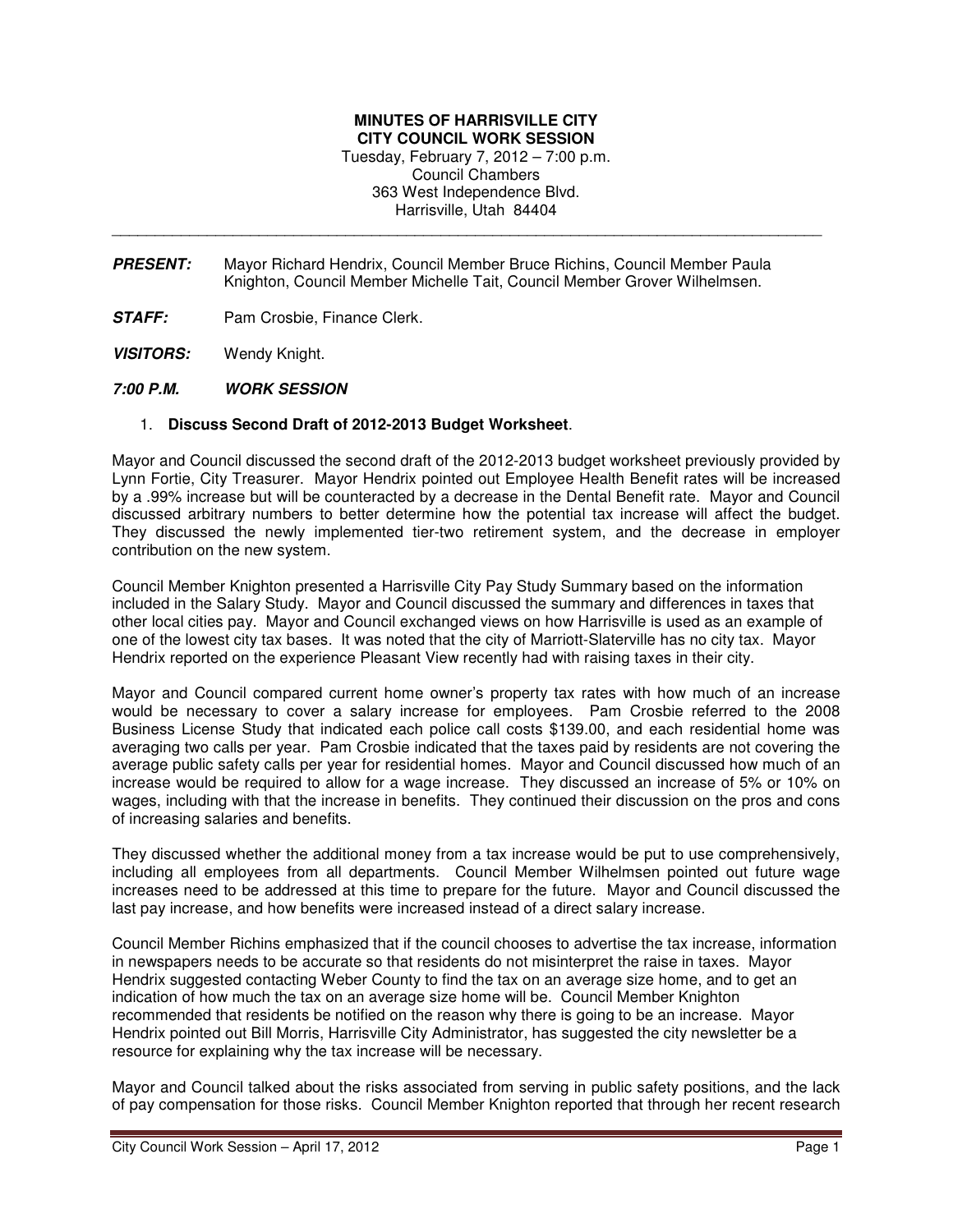**MINUTES OF HARRISVILLE CITY**
**CITY COUNCIL WORK SESSION**
Tuesday, February 7, 2012 – 7:00 p.m.
Council Chambers
363 West Independence Blvd.
Harrisville, Utah 84404

---

***PRESENT:*** Mayor Richard Hendrix, Council Member Bruce Richins, Council Member Paula Knighton, Council Member Michelle Tait, Council Member Grover Wilhelmsen.

***STAFF:*** Pam Crosbie, Finance Clerk.

***VISITORS:*** Wendy Knight.

***7:00 P.M. WORK SESSION***

1. **Discuss Second Draft of 2012-2013 Budget Worksheet**.

Mayor and Council discussed the second draft of the 2012-2013 budget worksheet previously provided by Lynn Fortie, City Treasurer. Mayor Hendrix pointed out Employee Health Benefit rates will be increased by a .99% increase but will be counteracted by a decrease in the Dental Benefit rate. Mayor and Council discussed arbitrary numbers to better determine how the potential tax increase will affect the budget. They discussed the newly implemented tier-two retirement system, and the decrease in employer contribution on the new system.

Council Member Knighton presented a Harrisville City Pay Study Summary based on the information included in the Salary Study. Mayor and Council discussed the summary and differences in taxes that other local cities pay. Mayor and Council exchanged views on how Harrisville is used as an example of one of the lowest city tax bases. It was noted that the city of Marriott-Slaterville has no city tax. Mayor Hendrix reported on the experience Pleasant View recently had with raising taxes in their city.

Mayor and Council compared current home owner's property tax rates with how much of an increase would be necessary to cover a salary increase for employees. Pam Crosbie referred to the 2008 Business License Study that indicated each police call costs $139.00, and each residential home was averaging two calls per year. Pam Crosbie indicated that the taxes paid by residents are not covering the average public safety calls per year for residential homes. Mayor and Council discussed how much of an increase would be required to allow for a wage increase. They discussed an increase of 5% or 10% on wages, including with that the increase in benefits. They continued their discussion on the pros and cons of increasing salaries and benefits.

They discussed whether the additional money from a tax increase would be put to use comprehensively, including all employees from all departments. Council Member Wilhelmsen pointed out future wage increases need to be addressed at this time to prepare for the future. Mayor and Council discussed the last pay increase, and how benefits were increased instead of a direct salary increase.

Council Member Richins emphasized that if the council chooses to advertise the tax increase, information in newspapers needs to be accurate so that residents do not misinterpret the raise in taxes. Mayor Hendrix suggested contacting Weber County to find the tax on an average size home, and to get an indication of how much the tax on an average size home will be. Council Member Knighton recommended that residents be notified on the reason why there is going to be an increase. Mayor Hendrix pointed out Bill Morris, Harrisville City Administrator, has suggested the city newsletter be a resource for explaining why the tax increase will be necessary.

Mayor and Council talked about the risks associated from serving in public safety positions, and the lack of pay compensation for those risks. Council Member Knighton reported that through her recent research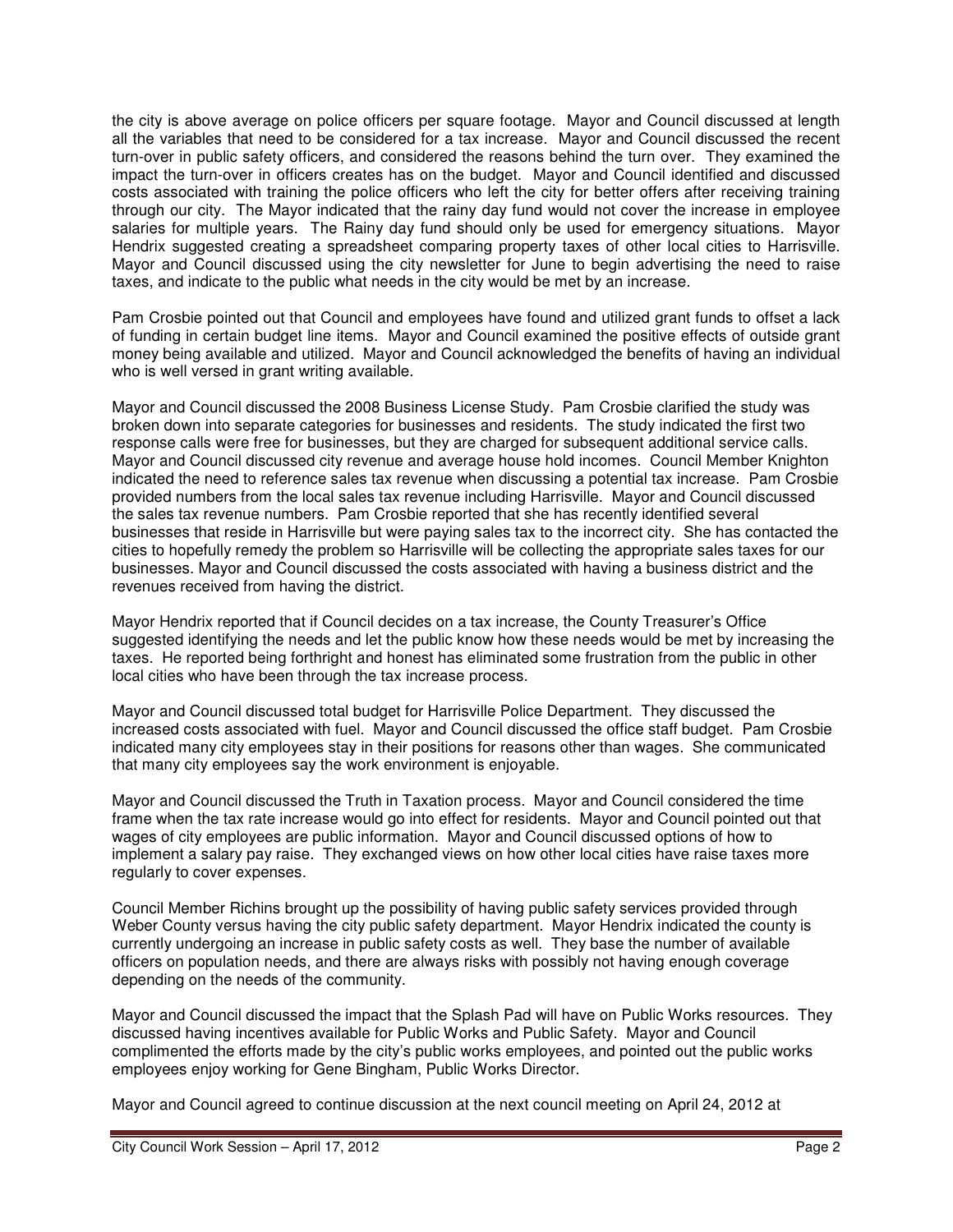the city is above average on police officers per square footage. Mayor and Council discussed at length all the variables that need to be considered for a tax increase. Mayor and Council discussed the recent turn-over in public safety officers, and considered the reasons behind the turn over. They examined the impact the turn-over in officers creates has on the budget. Mayor and Council identified and discussed costs associated with training the police officers who left the city for better offers after receiving training through our city. The Mayor indicated that the rainy day fund would not cover the increase in employee salaries for multiple years. The Rainy day fund should only be used for emergency situations. Mayor Hendrix suggested creating a spreadsheet comparing property taxes of other local cities to Harrisville. Mayor and Council discussed using the city newsletter for June to begin advertising the need to raise taxes, and indicate to the public what needs in the city would be met by an increase.

Pam Crosbie pointed out that Council and employees have found and utilized grant funds to offset a lack of funding in certain budget line items. Mayor and Council examined the positive effects of outside grant money being available and utilized. Mayor and Council acknowledged the benefits of having an individual who is well versed in grant writing available.

Mayor and Council discussed the 2008 Business License Study. Pam Crosbie clarified the study was broken down into separate categories for businesses and residents. The study indicated the first two response calls were free for businesses, but they are charged for subsequent additional service calls. Mayor and Council discussed city revenue and average house hold incomes. Council Member Knighton indicated the need to reference sales tax revenue when discussing a potential tax increase. Pam Crosbie provided numbers from the local sales tax revenue including Harrisville. Mayor and Council discussed the sales tax revenue numbers. Pam Crosbie reported that she has recently identified several businesses that reside in Harrisville but were paying sales tax to the incorrect city. She has contacted the cities to hopefully remedy the problem so Harrisville will be collecting the appropriate sales taxes for our businesses. Mayor and Council discussed the costs associated with having a business district and the revenues received from having the district.

Mayor Hendrix reported that if Council decides on a tax increase, the County Treasurer's Office suggested identifying the needs and let the public know how these needs would be met by increasing the taxes. He reported being forthright and honest has eliminated some frustration from the public in other local cities who have been through the tax increase process.

Mayor and Council discussed total budget for Harrisville Police Department. They discussed the increased costs associated with fuel. Mayor and Council discussed the office staff budget. Pam Crosbie indicated many city employees stay in their positions for reasons other than wages. She communicated that many city employees say the work environment is enjoyable.

Mayor and Council discussed the Truth in Taxation process. Mayor and Council considered the time frame when the tax rate increase would go into effect for residents. Mayor and Council pointed out that wages of city employees are public information. Mayor and Council discussed options of how to implement a salary pay raise. They exchanged views on how other local cities have raise taxes more regularly to cover expenses.

Council Member Richins brought up the possibility of having public safety services provided through Weber County versus having the city public safety department. Mayor Hendrix indicated the county is currently undergoing an increase in public safety costs as well. They base the number of available officers on population needs, and there are always risks with possibly not having enough coverage depending on the needs of the community.

Mayor and Council discussed the impact that the Splash Pad will have on Public Works resources. They discussed having incentives available for Public Works and Public Safety. Mayor and Council complimented the efforts made by the city's public works employees, and pointed out the public works employees enjoy working for Gene Bingham, Public Works Director.

Mayor and Council agreed to continue discussion at the next council meeting on April 24, 2012 at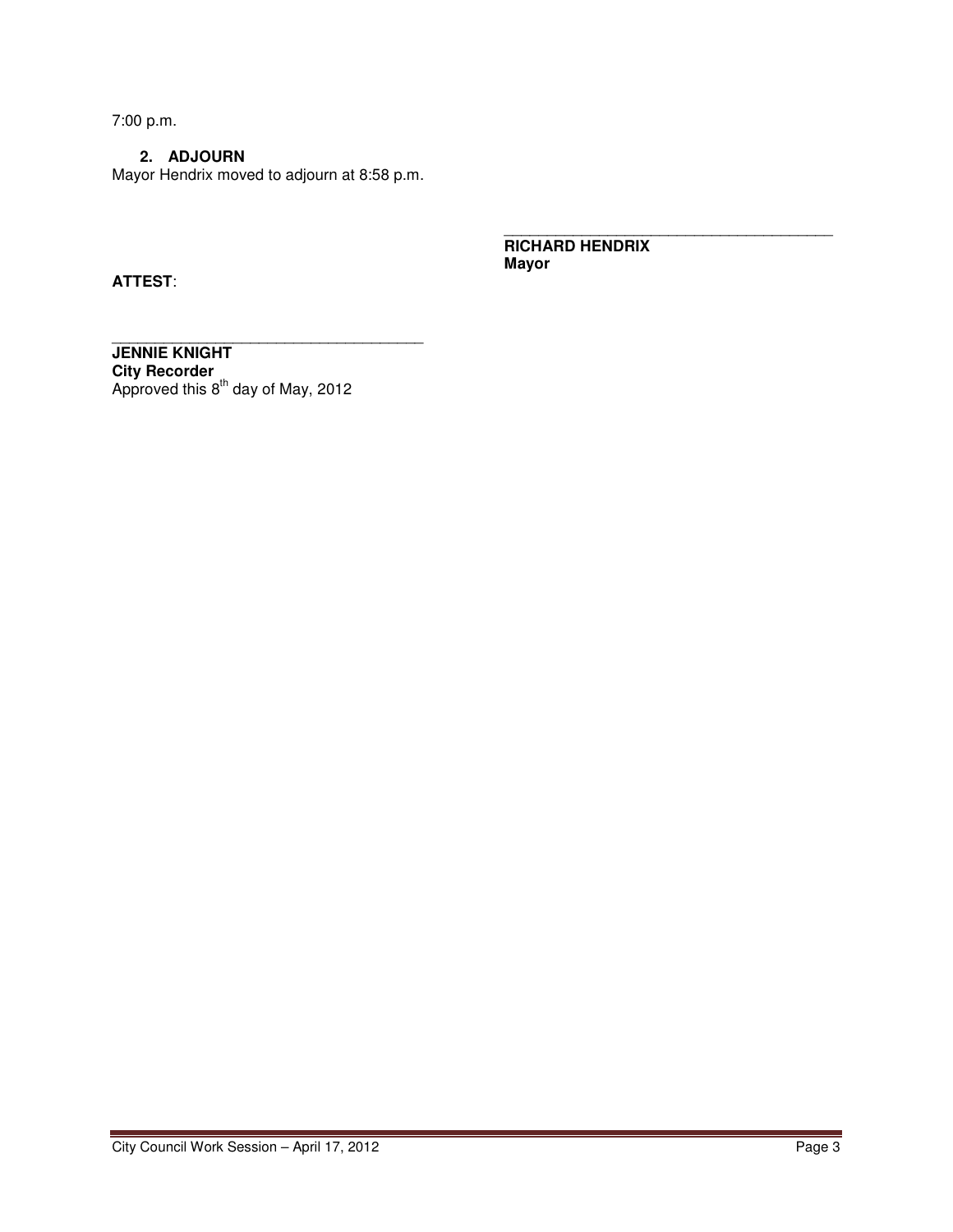7:00 p.m.

**2. ADJOURN**

Mayor Hendrix moved to adjourn at 8:58 p.m.

\_\_\_\_\_\_\_\_\_\_\_\_\_\_\_\_\_\_\_\_\_\_\_\_\_\_\_\_\_\_\_\_\_\_\_\_\_\_\_

**RICHARD HENDRIX**
**Mayor**

**ATTEST**:

\_\_\_\_\_\_\_\_\_\_\_\_\_\_\_\_\_\_\_\_\_\_\_\_\_\_\_\_\_\_\_\_\_\_\_\_\_\_\_

**JENNIE KNIGHT**
**City Recorder**
Approved this 8th day of May, 2012